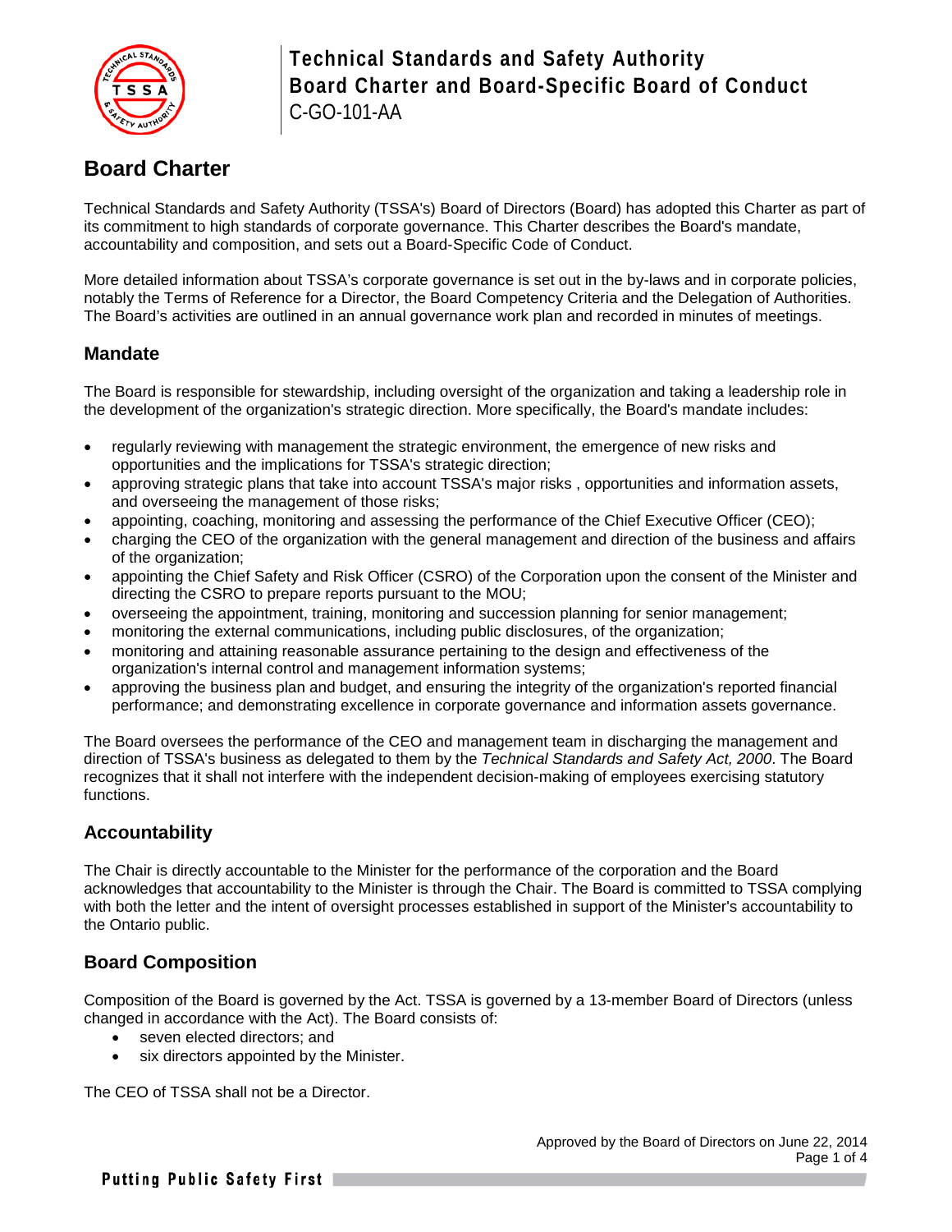# Board Charter

Technical Standards and Safety Authority (TSSA's) Board of Directors (Board) has adopted this Charter as part of its commitment to high standards of corporate governance. This Charter describes the Board's mandate, accountability and composition, and sets out a Board-Specific Code of Conduct.

More detailed information about TSSA's corporate governance is set out in the by-laws and in corporate policies, notably the Terms of Reference for a Director, the Board Competency Criteria and the Delegation of Authorities. The Board's activities are outlined in an annual governance work plan and recorded in minutes of meetings.

## Mandate

The Board is responsible for stewardship, including oversight of the organization and taking a leadership role in the development of the organization's strategic direction. More specifically, the Board's mandate includes:

- regularly reviewing with management the strategic environment, the emergence of new risks and opportunities and the implications for TSSA's strategic direction;
- approving strategic plans that take into account TSSA's major risks , opportunities and information assets, and overseeing the management of those risks;
- appointing, coaching, monitoring and assessing the performance of the Chief Executive Officer (CEO);
- charging the CEO of the organization with the general management and direction of the business and affairs of the organization;
- appointing the Chief Safety and Risk Officer (CSRO) of the Corporation upon the consent of the Minister and directing the CSRO to prepare reports pursuant to the MOU;
- overseeing the appointment, training, monitoring and succession planning for senior management;
- monitoring the external communications, including public disclosures, of the organization;
- monitoring and attaining reasonable assurance pertaining to the design and effectiveness of the organization's internal control and management information systems;
- approving the business plan and budget, and ensuring the integrity of the organization's reported financial performance; and demonstrating excellence in corporate governance and information assets governance.

The Board oversees the performance of the CEO and management team in discharging the management and direction of TSSA's business as delegated to them by the *Technical Standards and Safety Act, 2000*. The Board recognizes that it shall not interfere with the independent decision-making of employees exercising statutory functions.

## Accountability

The Chair is directly accountable to the Minister for the performance of the corporation and the Board acknowledges that accountability to the Minister is through the Chair. The Board is committed to TSSA complying with both the letter and the intent of oversight processes established in support of the Minister's accountability to the Ontario public.

## Board Composition

Composition of the Board is governed by the Act. TSSA is governed by a 13-member Board of Directors (unless changed in accordance with the Act). The Board consists of:

- seven elected directors; and
- six directors appointed by the Minister.

The CEO of TSSA shall not be a Director.

Approved by the Board of Directors on June 22, 2014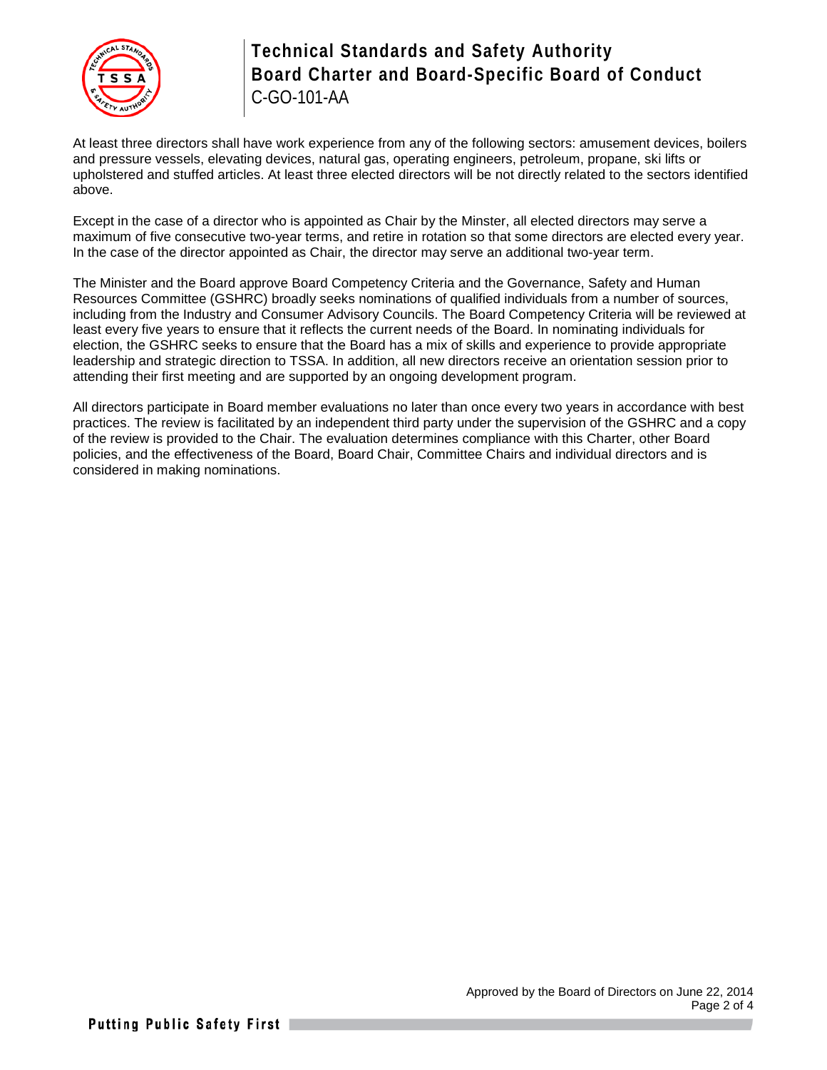At least three directors shall have work experience from any of the following sectors: amusement devices, boilers and pressure vessels, elevating devices, natural gas, operating engineers, petroleum, propane, ski lifts or upholstered and stuffed articles. At least three elected directors will be not directly related to the sectors identified above.

Except in the case of a director who is appointed as Chair by the Minster, all elected directors may serve a maximum of five consecutive two-year terms, and retire in rotation so that some directors are elected every year. In the case of the director appointed as Chair, the director may serve an additional two-year term.

The Minister and the Board approve Board Competency Criteria and the Governance, Safety and Human Resources Committee (GSHRC) broadly seeks nominations of qualified individuals from a number of sources, including from the Industry and Consumer Advisory Councils. The Board Competency Criteria will be reviewed at least every five years to ensure that it reflects the current needs of the Board. In nominating individuals for election, the GSHRC seeks to ensure that the Board has a mix of skills and experience to provide appropriate leadership and strategic direction to TSSA. In addition, all new directors receive an orientation session prior to attending their first meeting and are supported by an ongoing development program.

All directors participate in Board member evaluations no later than once every two years in accordance with best practices. The review is facilitated by an independent third party under the supervision of the GSHRC and a copy of the review is provided to the Chair. The evaluation determines compliance with this Charter, other Board policies, and the effectiveness of the Board, Board Chair, Committee Chairs and individual directors and is considered in making nominations.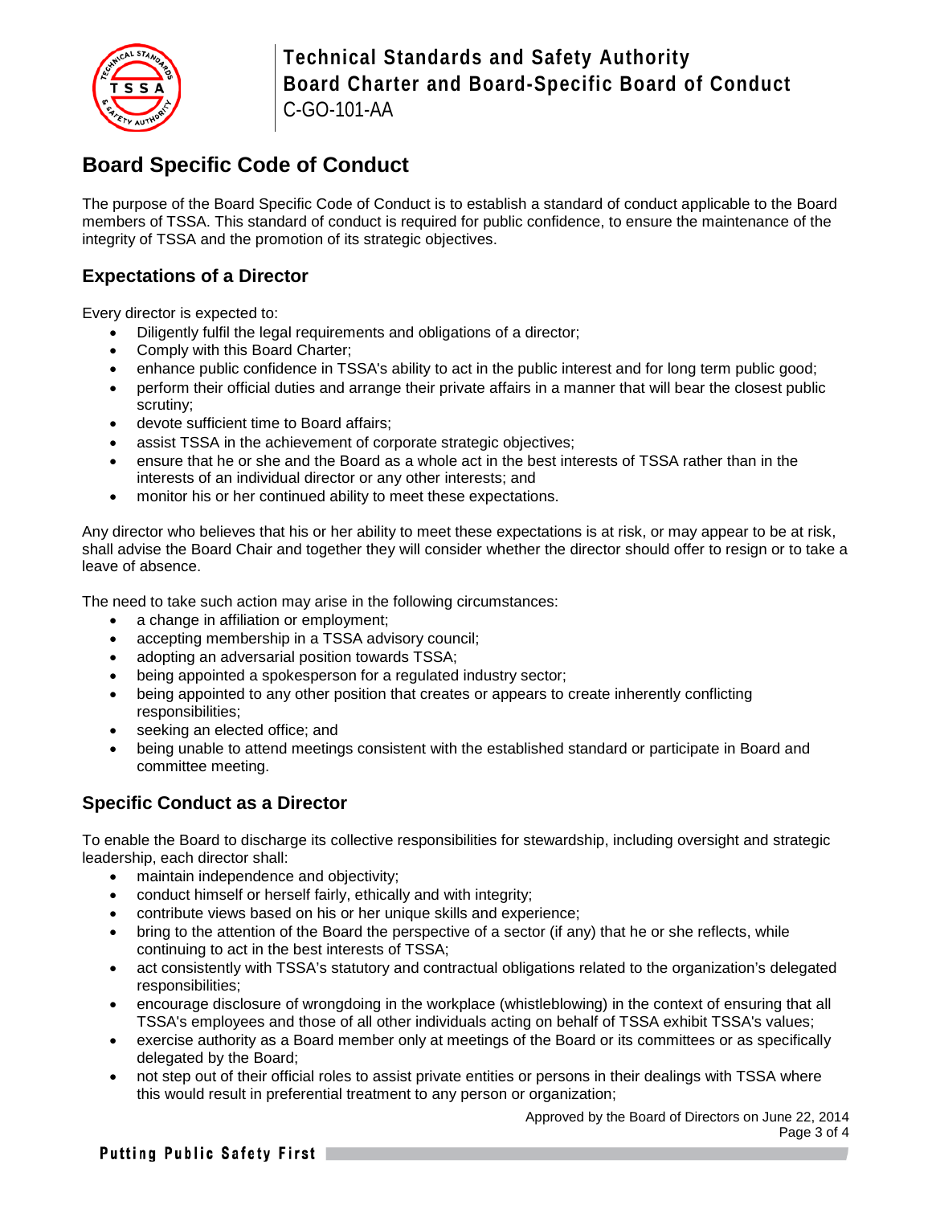# Board Specific Code of Conduct

The purpose of the Board Specific Code of Conduct is to establish a standard of conduct applicable to the Board members of TSSA. This standard of conduct is required for public confidence, to ensure the maintenance of the integrity of TSSA and the promotion of its strategic objectives.

## Expectations of a Director

Every director is expected to:

- Diligently fulfil the legal requirements and obligations of a director;
- Comply with this Board Charter;
- enhance public confidence in TSSA's ability to act in the public interest and for long term public good;
- perform their official duties and arrange their private affairs in a manner that will bear the closest public scrutiny;
- devote sufficient time to Board affairs;
- assist TSSA in the achievement of corporate strategic objectives;
- ensure that he or she and the Board as a whole act in the best interests of TSSA rather than in the interests of an individual director or any other interests; and
- monitor his or her continued ability to meet these expectations.

Any director who believes that his or her ability to meet these expectations is at risk, or may appear to be at risk, shall advise the Board Chair and together they will consider whether the director should offer to resign or to take a leave of absence.

The need to take such action may arise in the following circumstances:

- a change in affiliation or employment;
- accepting membership in a TSSA advisory council;
- adopting an adversarial position towards TSSA;
- being appointed a spokesperson for a regulated industry sector;
- being appointed to any other position that creates or appears to create inherently conflicting responsibilities;
- seeking an elected office; and
- being unable to attend meetings consistent with the established standard or participate in Board and committee meeting.

## Specific Conduct as a Director

To enable the Board to discharge its collective responsibilities for stewardship, including oversight and strategic leadership, each director shall:

- maintain independence and objectivity;
- conduct himself or herself fairly, ethically and with integrity;
- contribute views based on his or her unique skills and experience;
- bring to the attention of the Board the perspective of a sector (if any) that he or she reflects, while continuing to act in the best interests of TSSA;
- act consistently with TSSA's statutory and contractual obligations related to the organization's delegated responsibilities;
- encourage disclosure of wrongdoing in the workplace (whistleblowing) in the context of ensuring that all TSSA's employees and those of all other individuals acting on behalf of TSSA exhibit TSSA's values;
- exercise authority as a Board member only at meetings of the Board or its committees or as specifically delegated by the Board;
- not step out of their official roles to assist private entities or persons in their dealings with TSSA where this would result in preferential treatment to any person or organization;

Approved by the Board of Directors on June 22, 2014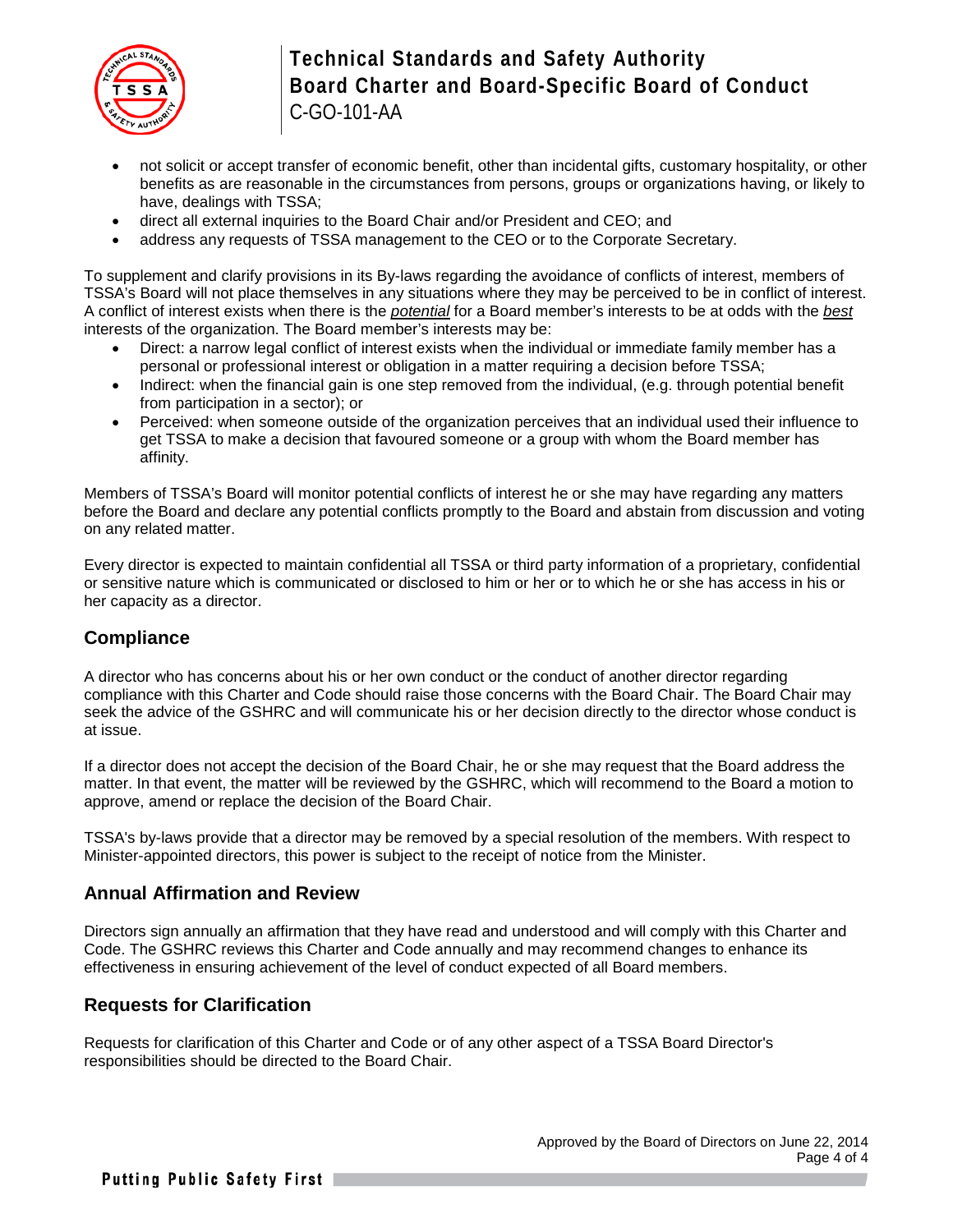- not solicit or accept transfer of economic benefit, other than incidental gifts, customary hospitality, or other benefits as are reasonable in the circumstances from persons, groups or organizations having, or likely to have, dealings with TSSA;
- direct all external inquiries to the Board Chair and/or President and CEO; and
- address any requests of TSSA management to the CEO or to the Corporate Secretary.

To supplement and clarify provisions in its By-laws regarding the avoidance of conflicts of interest, members of TSSA's Board will not place themselves in any situations where they may be perceived to be in conflict of interest. A conflict of interest exists when there is the ***potential*** for a Board member's interests to be at odds with the ***best*** interests of the organization. The Board member's interests may be:

- Direct: a narrow legal conflict of interest exists when the individual or immediate family member has a personal or professional interest or obligation in a matter requiring a decision before TSSA;
- Indirect: when the financial gain is one step removed from the individual, (e.g. through potential benefit from participation in a sector); or
- Perceived: when someone outside of the organization perceives that an individual used their influence to get TSSA to make a decision that favoured someone or a group with whom the Board member has affinity.

Members of TSSA's Board will monitor potential conflicts of interest he or she may have regarding any matters before the Board and declare any potential conflicts promptly to the Board and abstain from discussion and voting on any related matter.

Every director is expected to maintain confidential all TSSA or third party information of a proprietary, confidential or sensitive nature which is communicated or disclosed to him or her or to which he or she has access in his or her capacity as a director.

## Compliance

A director who has concerns about his or her own conduct or the conduct of another director regarding compliance with this Charter and Code should raise those concerns with the Board Chair. The Board Chair may seek the advice of the GSHRC and will communicate his or her decision directly to the director whose conduct is at issue.

If a director does not accept the decision of the Board Chair, he or she may request that the Board address the matter. In that event, the matter will be reviewed by the GSHRC, which will recommend to the Board a motion to approve, amend or replace the decision of the Board Chair.

TSSA's by-laws provide that a director may be removed by a special resolution of the members. With respect to Minister-appointed directors, this power is subject to the receipt of notice from the Minister.

## Annual Affirmation and Review

Directors sign annually an affirmation that they have read and understood and will comply with this Charter and Code. The GSHRC reviews this Charter and Code annually and may recommend changes to enhance its effectiveness in ensuring achievement of the level of conduct expected of all Board members.

## Requests for Clarification

Requests for clarification of this Charter and Code or of any other aspect of a TSSA Board Director's responsibilities should be directed to the Board Chair.

Approved by the Board of Directors on June 22, 2014